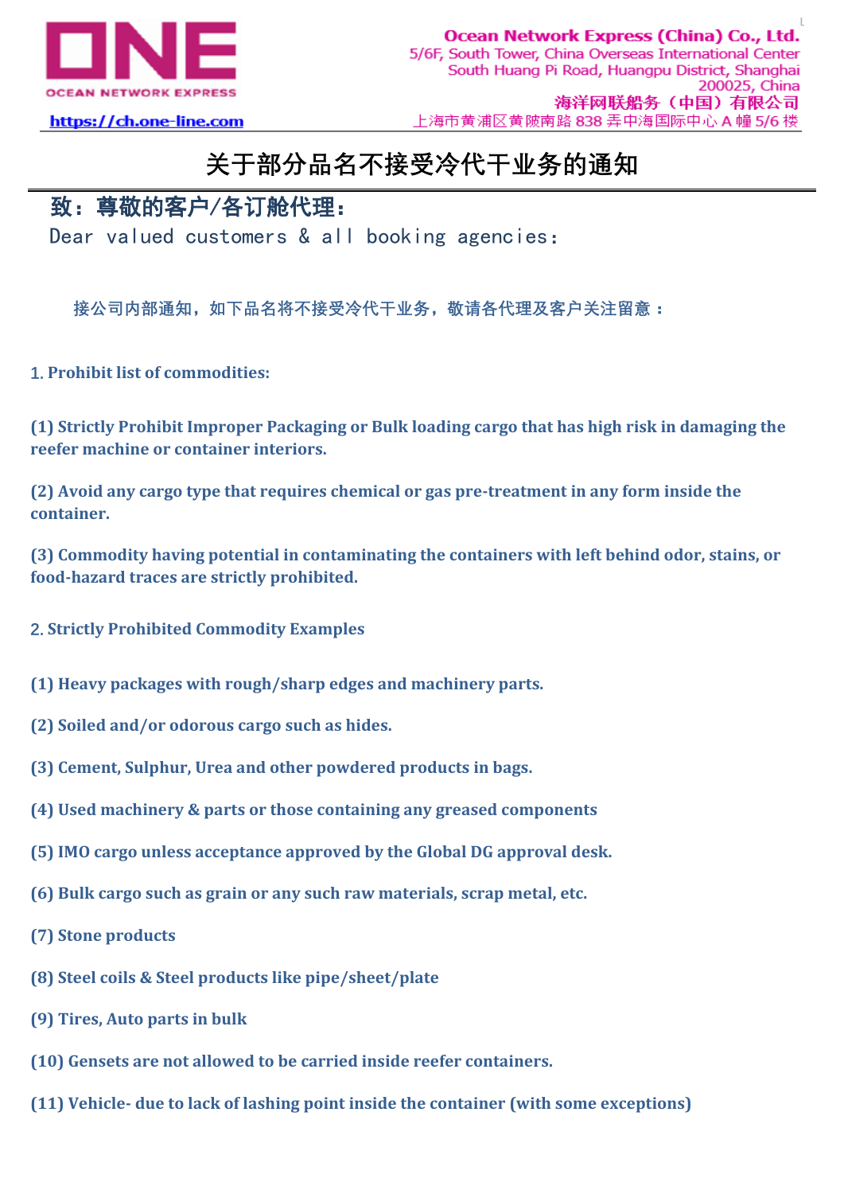ONE
OCEAN NETWORK EXPRESS

https://ch.one-line.com

**Ocean Network Express (China) Co., Ltd.**
5/6F, South Tower, China Overseas International Center
South Huang Pi Road, Huangpu District, Shanghai
200025, China
**海洋网联船务（中国）有限公司**
上海市黄浦区黄陂南路 838 弄中海国际中心 A 幢 5/6 楼

# 关于部分品名不接受冷代干业务的通知

## 致：尊敬的客户/各订舱代理：

Dear valued customers & all booking agencies:

接公司内部通知，如下品名将不接受冷代干业务，敬请各代理及客户关注留意：

1. **Prohibit list of commodities:**

**(1) Strictly Prohibit Improper Packaging or Bulk loading cargo that has high risk in damaging the reefer machine or container interiors.**

**(2) Avoid any cargo type that requires chemical or gas pre-treatment in any form inside the container.**

**(3) Commodity having potential in contaminating the containers with left behind odor, stains, or food-hazard traces are strictly prohibited.**

2. **Strictly Prohibited Commodity Examples**

**(1) Heavy packages with rough/sharp edges and machinery parts.**

**(2) Soiled and/or odorous cargo such as hides.**

**(3) Cement, Sulphur, Urea and other powdered products in bags.**

**(4) Used machinery & parts or those containing any greased components**

**(5) IMO cargo unless acceptance approved by the Global DG approval desk.**

**(6) Bulk cargo such as grain or any such raw materials, scrap metal, etc.**

**(7) Stone products**

**(8) Steel coils & Steel products like pipe/sheet/plate**

**(9) Tires, Auto parts in bulk**

**(10) Gensets are not allowed to be carried inside reefer containers.**

**(11) Vehicle- due to lack of lashing point inside the container (with some exceptions)**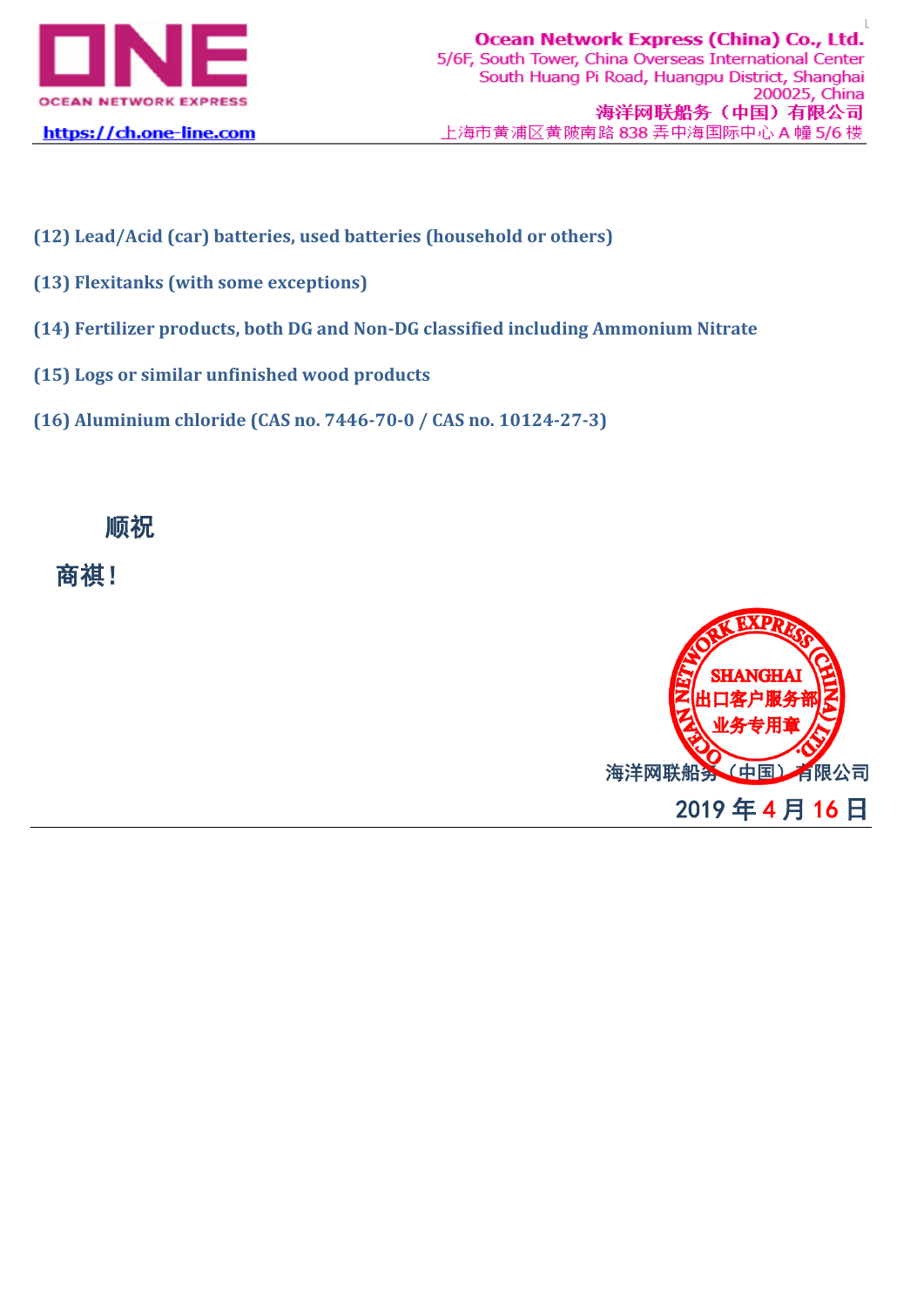**(12) Lead/Acid (car) batteries, used batteries (household or others)**

**(13) Flexitanks (with some exceptions)**

**(14) Fertilizer products, both DG and Non-DG classified including Ammonium Nitrate**

**(15) Logs or similar unfinished wood products**

**(16) Aluminium chloride (CAS no. 7446-70-0 / CAS no. 10124-27-3)**

**顺祝**

**商祺!**

海洋网联船务（中国）有限公司

2019 年 4 月 16 日